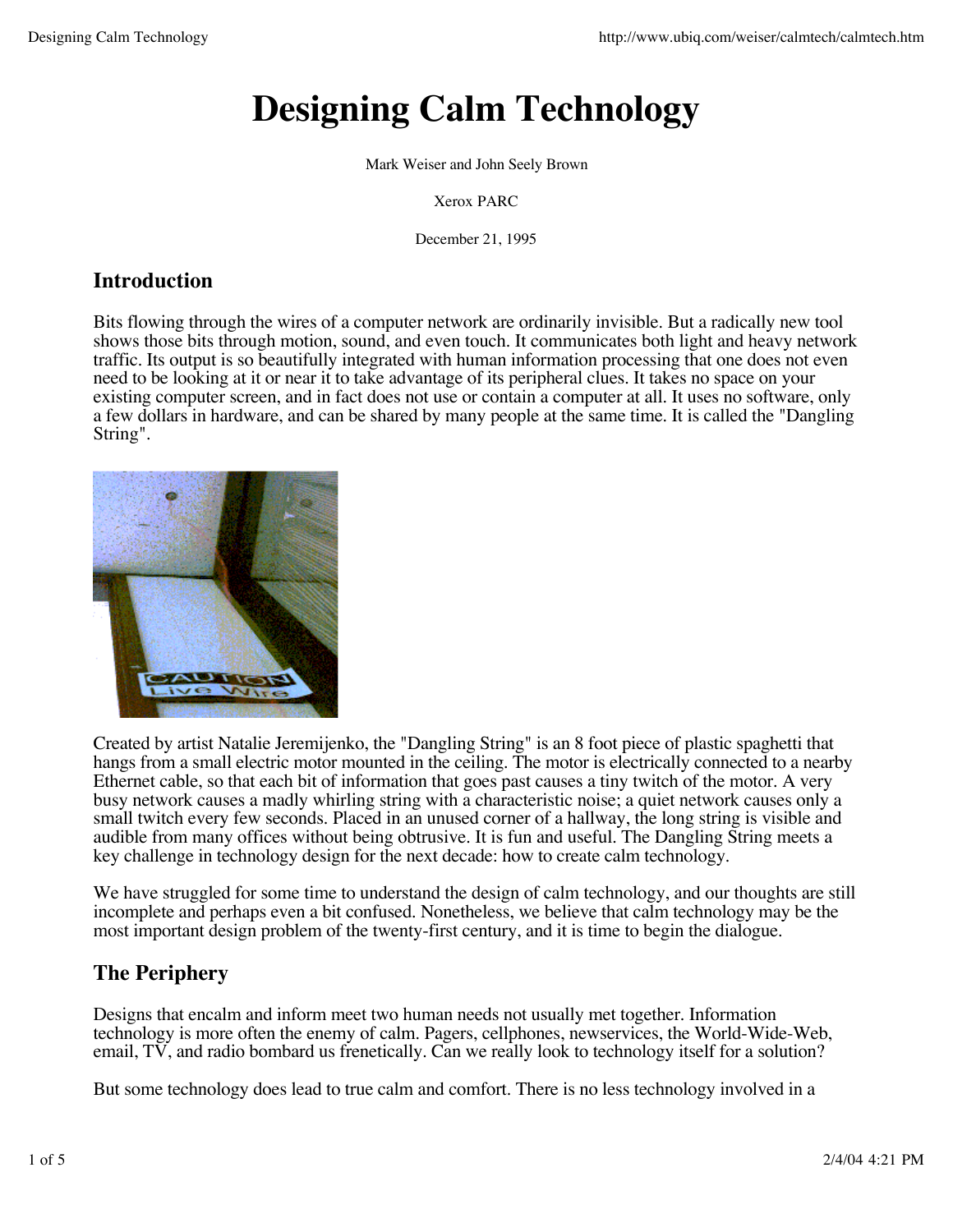# Designing Calm Technology

Mark Weiser and John Seely Brown

Xerox PARC

December 21, 1995

## Introduction

Bits flowing through the wires of a computer network are ordinarily invisible. But a radically new tool shows those bits through motion, sound, and even touch. It communicates both light and heavy network traffic. Its output is so beautifully integrated with human information processing that one does not even need to be looking at it or near it to take advantage of its peripheral clues. It takes no space on your existing computer screen, and in fact does not use or contain a computer at all. It uses no software, only a few dollars in hardware, and can be shared by many people at the same time. It is called the "Dangling String".

Created by artist Natalie Jeremijenko, the "Dangling String" is an 8 foot piece of plastic spaghetti that hangs from a small electric motor mounted in the ceiling. The motor is electrically connected to a nearby Ethernet cable, so that each bit of information that goes past causes a tiny twitch of the motor. A very busy network causes a madly whirling string with a characteristic noise; a quiet network causes only a small twitch every few seconds. Placed in an unused corner of a hallway, the long string is visible and audible from many offices without being obtrusive. It is fun and useful. The Dangling String meets a key challenge in technology design for the next decade: how to create calm technology.

We have struggled for some time to understand the design of calm technology, and our thoughts are still incomplete and perhaps even a bit confused. Nonetheless, we believe that calm technology may be the most important design problem of the twenty-first century, and it is time to begin the dialogue.

## The Periphery

Designs that encalm and inform meet two human needs not usually met together. Information technology is more often the enemy of calm. Pagers, cellphones, newservices, the World-Wide-Web, email, TV, and radio bombard us frenetically. Can we really look to technology itself for a solution?

But some technology does lead to true calm and comfort. There is no less technology involved in a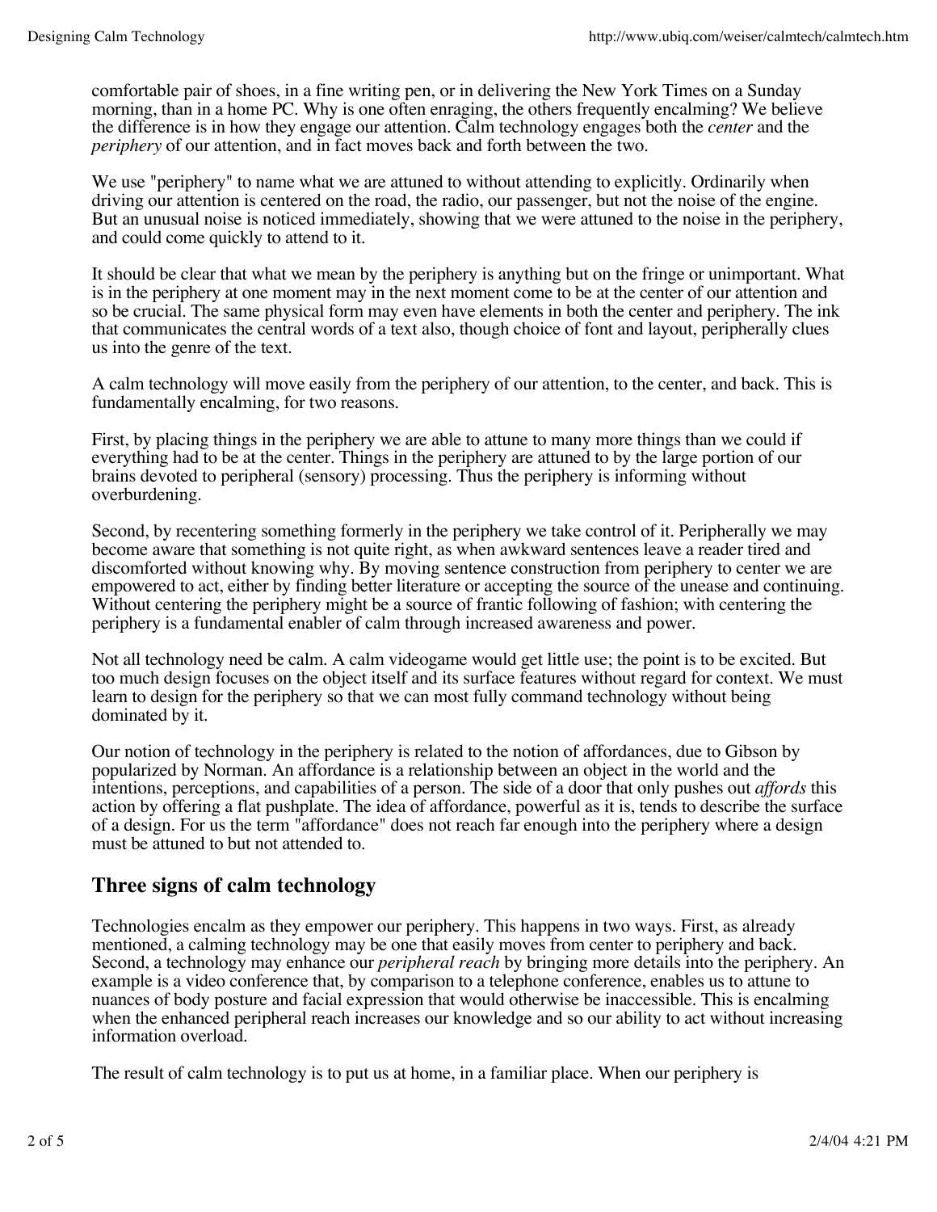comfortable pair of shoes, in a fine writing pen, or in delivering the New York Times on a Sunday morning, than in a home PC. Why is one often enraging, the others frequently encalming? We believe the difference is in how they engage our attention. Calm technology engages both the *center* and the *periphery* of our attention, and in fact moves back and forth between the two.

We use "periphery" to name what we are attuned to without attending to explicitly. Ordinarily when driving our attention is centered on the road, the radio, our passenger, but not the noise of the engine. But an unusual noise is noticed immediately, showing that we were attuned to the noise in the periphery, and could come quickly to attend to it.

It should be clear that what we mean by the periphery is anything but on the fringe or unimportant. What is in the periphery at one moment may in the next moment come to be at the center of our attention and so be crucial. The same physical form may even have elements in both the center and periphery. The ink that communicates the central words of a text also, though choice of font and layout, peripherally clues us into the genre of the text.

A calm technology will move easily from the periphery of our attention, to the center, and back. This is fundamentally encalming, for two reasons.

First, by placing things in the periphery we are able to attune to many more things than we could if everything had to be at the center. Things in the periphery are attuned to by the large portion of our brains devoted to peripheral (sensory) processing. Thus the periphery is informing without overburdening.

Second, by recentering something formerly in the periphery we take control of it. Peripherally we may become aware that something is not quite right, as when awkward sentences leave a reader tired and discomforted without knowing why. By moving sentence construction from periphery to center we are empowered to act, either by finding better literature or accepting the source of the unease and continuing. Without centering the periphery might be a source of frantic following of fashion; with centering the periphery is a fundamental enabler of calm through increased awareness and power.

Not all technology need be calm. A calm videogame would get little use; the point is to be excited. But too much design focuses on the object itself and its surface features without regard for context. We must learn to design for the periphery so that we can most fully command technology without being dominated by it.

Our notion of technology in the periphery is related to the notion of affordances, due to Gibson by popularized by Norman. An affordance is a relationship between an object in the world and the intentions, perceptions, and capabilities of a person. The side of a door that only pushes out *affords* this action by offering a flat pushplate. The idea of affordance, powerful as it is, tends to describe the surface of a design. For us the term "affordance" does not reach far enough into the periphery where a design must be attuned to but not attended to.

## Three signs of calm technology

Technologies encalm as they empower our periphery. This happens in two ways. First, as already mentioned, a calming technology may be one that easily moves from center to periphery and back. Second, a technology may enhance our *peripheral reach* by bringing more details into the periphery. An example is a video conference that, by comparison to a telephone conference, enables us to attune to nuances of body posture and facial expression that would otherwise be inaccessible. This is encalming when the enhanced peripheral reach increases our knowledge and so our ability to act without increasing information overload.

The result of calm technology is to put us at home, in a familiar place. When our periphery is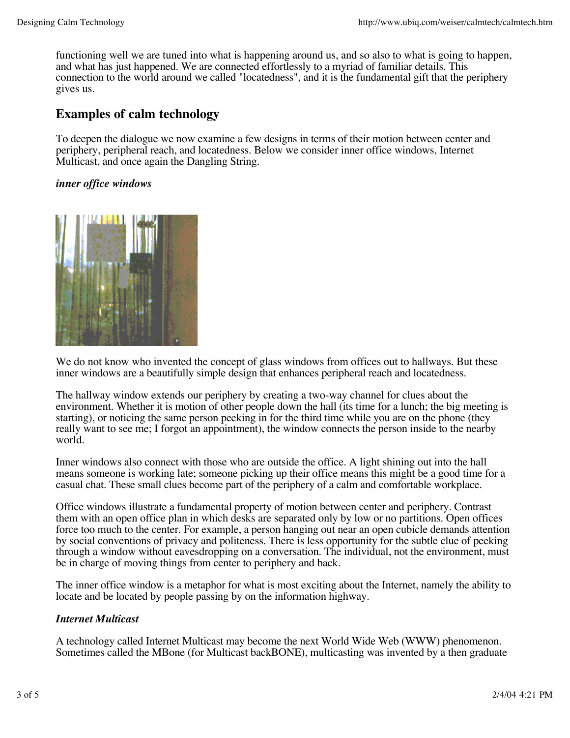functioning well we are tuned into what is happening around us, and so also to what is going to happen, and what has just happened. We are connected effortlessly to a myriad of familiar details. This connection to the world around we called "locatedness", and it is the fundamental gift that the periphery gives us.

## Examples of calm technology

To deepen the dialogue we now examine a few designs in terms of their motion between center and periphery, peripheral reach, and locatedness. Below we consider inner office windows, Internet Multicast, and once again the Dangling String.

### *inner office windows*

We do not know who invented the concept of glass windows from offices out to hallways. But these inner windows are a beautifully simple design that enhances peripheral reach and locatedness.

The hallway window extends our periphery by creating a two-way channel for clues about the environment. Whether it is motion of other people down the hall (its time for a lunch; the big meeting is starting), or noticing the same person peeking in for the third time while you are on the phone (they really want to see me; I forgot an appointment), the window connects the person inside to the nearby world.

Inner windows also connect with those who are outside the office. A light shining out into the hall means someone is working late; someone picking up their office means this might be a good time for a casual chat. These small clues become part of the periphery of a calm and comfortable workplace.

Office windows illustrate a fundamental property of motion between center and periphery. Contrast them with an open office plan in which desks are separated only by low or no partitions. Open offices force too much to the center. For example, a person hanging out near an open cubicle demands attention by social conventions of privacy and politeness. There is less opportunity for the subtle clue of peeking through a window without eavesdropping on a conversation. The individual, not the environment, must be in charge of moving things from center to periphery and back.

The inner office window is a metaphor for what is most exciting about the Internet, namely the ability to locate and be located by people passing by on the information highway.

### *Internet Multicast*

A technology called Internet Multicast may become the next World Wide Web (WWW) phenomenon. Sometimes called the MBone (for Multicast backBONE), multicasting was invented by a then graduate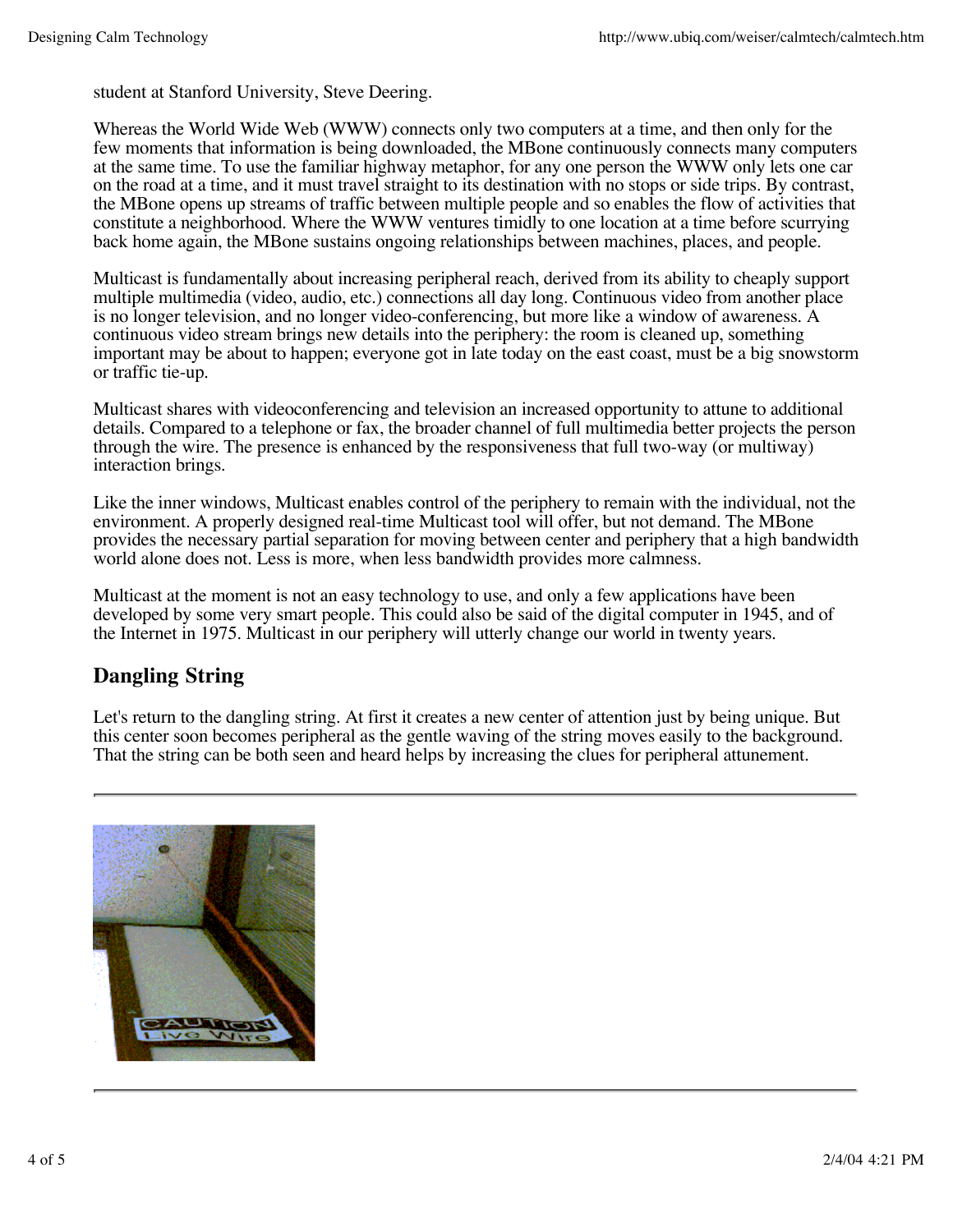student at Stanford University, Steve Deering.

Whereas the World Wide Web (WWW) connects only two computers at a time, and then only for the few moments that information is being downloaded, the MBone continuously connects many computers at the same time. To use the familiar highway metaphor, for any one person the WWW only lets one car on the road at a time, and it must travel straight to its destination with no stops or side trips. By contrast, the MBone opens up streams of traffic between multiple people and so enables the flow of activities that constitute a neighborhood. Where the WWW ventures timidly to one location at a time before scurrying back home again, the MBone sustains ongoing relationships between machines, places, and people.

Multicast is fundamentally about increasing peripheral reach, derived from its ability to cheaply support multiple multimedia (video, audio, etc.) connections all day long. Continuous video from another place is no longer television, and no longer video-conferencing, but more like a window of awareness. A continuous video stream brings new details into the periphery: the room is cleaned up, something important may be about to happen; everyone got in late today on the east coast, must be a big snowstorm or traffic tie-up.

Multicast shares with videoconferencing and television an increased opportunity to attune to additional details. Compared to a telephone or fax, the broader channel of full multimedia better projects the person through the wire. The presence is enhanced by the responsiveness that full two-way (or multiway) interaction brings.

Like the inner windows, Multicast enables control of the periphery to remain with the individual, not the environment. A properly designed real-time Multicast tool will offer, but not demand. The MBone provides the necessary partial separation for moving between center and periphery that a high bandwidth world alone does not. Less is more, when less bandwidth provides more calmness.

Multicast at the moment is not an easy technology to use, and only a few applications have been developed by some very smart people. This could also be said of the digital computer in 1945, and of the Internet in 1975. Multicast in our periphery will utterly change our world in twenty years.

## Dangling String

Let's return to the dangling string. At first it creates a new center of attention just by being unique. But this center soon becomes peripheral as the gentle waving of the string moves easily to the background. That the string can be both seen and heard helps by increasing the clues for peripheral attunement.

---

---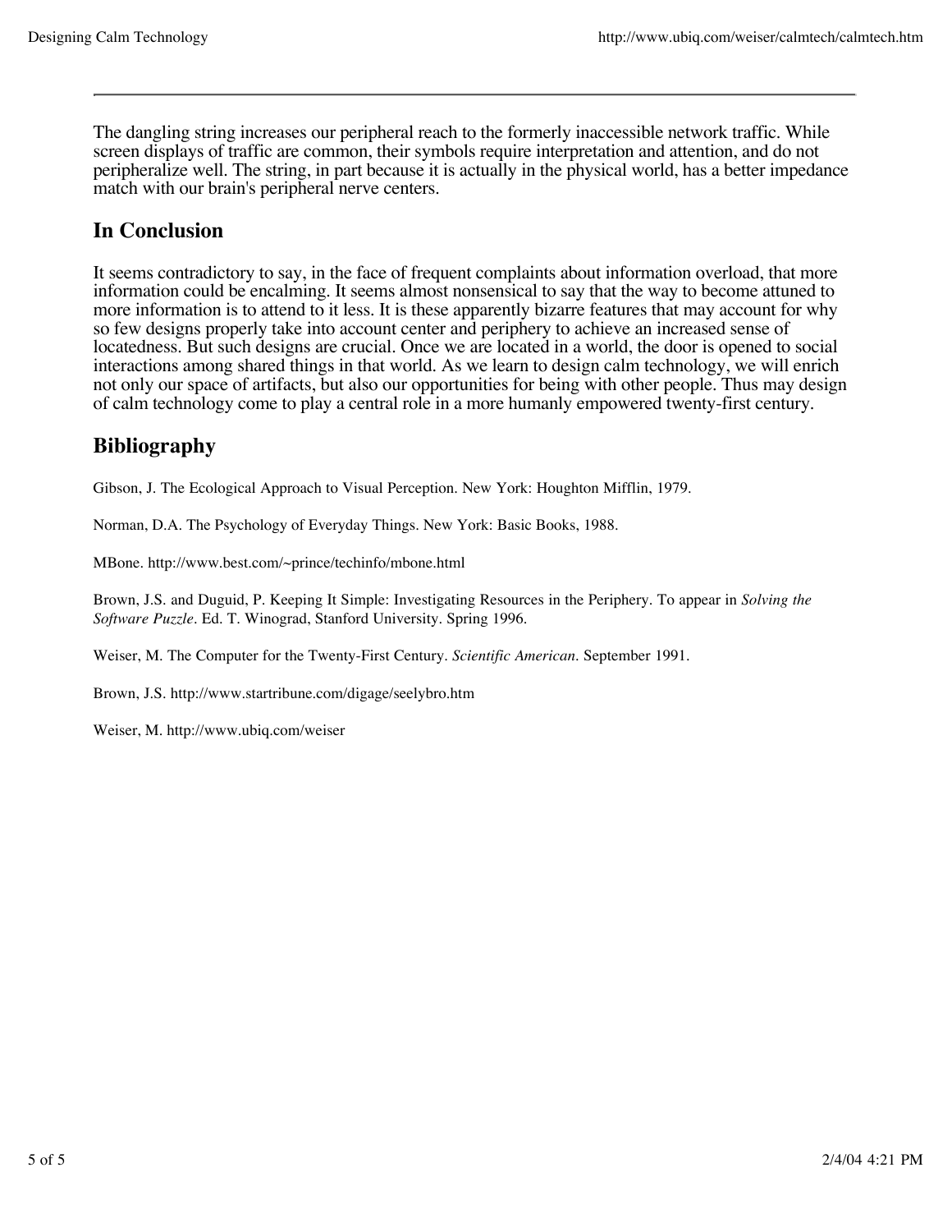The dangling string increases our peripheral reach to the formerly inaccessible network traffic. While screen displays of traffic are common, their symbols require interpretation and attention, and do not peripheralize well. The string, in part because it is actually in the physical world, has a better impedance match with our brain's peripheral nerve centers.

## In Conclusion

It seems contradictory to say, in the face of frequent complaints about information overload, that more information could be encalming. It seems almost nonsensical to say that the way to become attuned to more information is to attend to it less. It is these apparently bizarre features that may account for why so few designs properly take into account center and periphery to achieve an increased sense of locatedness. But such designs are crucial. Once we are located in a world, the door is opened to social interactions among shared things in that world. As we learn to design calm technology, we will enrich not only our space of artifacts, but also our opportunities for being with other people. Thus may design of calm technology come to play a central role in a more humanly empowered twenty-first century.

## Bibliography

Gibson, J. The Ecological Approach to Visual Perception. New York: Houghton Mifflin, 1979.

Norman, D.A. The Psychology of Everyday Things. New York: Basic Books, 1988.

MBone. http://www.best.com/~prince/techinfo/mbone.html

Brown, J.S. and Duguid, P. Keeping It Simple: Investigating Resources in the Periphery. To appear in *Solving the Software Puzzle*. Ed. T. Winograd, Stanford University. Spring 1996.

Weiser, M. The Computer for the Twenty-First Century. *Scientific American*. September 1991.

Brown, J.S. http://www.startribune.com/digage/seelybro.htm

Weiser, M. http://www.ubiq.com/weiser